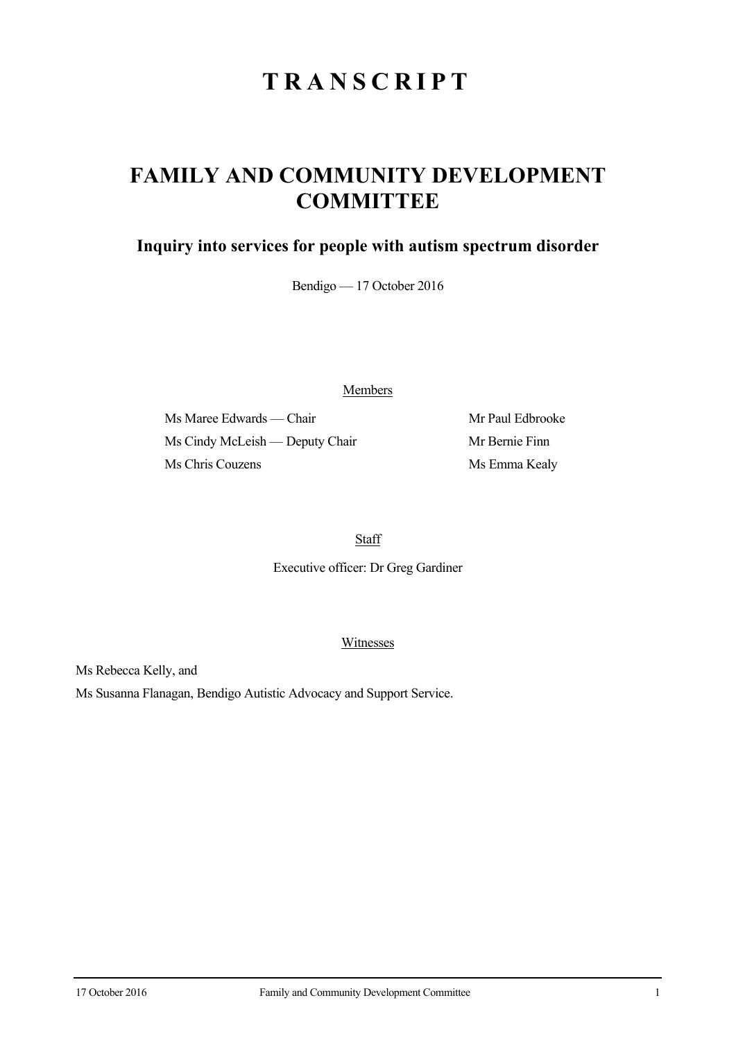# TRANSCRIPT

# FAMILY AND COMMUNITY DEVELOPMENT COMMITTEE

## Inquiry into services for people with autism spectrum disorder

Bendigo — 17 October 2016

Members

| | |
|---|---|
| Ms Maree Edwards — Chair | Mr Paul Edbrooke |
| Ms Cindy McLeish — Deputy Chair | Mr Bernie Finn |
| Ms Chris Couzens | Ms Emma Kealy |

Staff

Executive officer: Dr Greg Gardiner

Witnesses

Ms Rebecca Kelly, and

Ms Susanna Flanagan, Bendigo Autistic Advocacy and Support Service.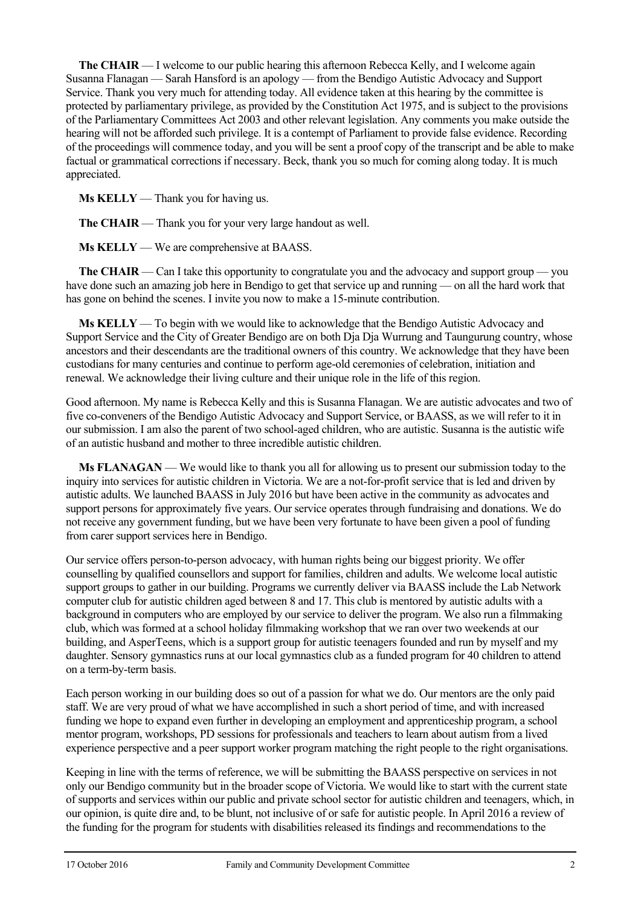**The CHAIR** — I welcome to our public hearing this afternoon Rebecca Kelly, and I welcome again Susanna Flanagan — Sarah Hansford is an apology — from the Bendigo Autistic Advocacy and Support Service. Thank you very much for attending today. All evidence taken at this hearing by the committee is protected by parliamentary privilege, as provided by the Constitution Act 1975, and is subject to the provisions of the Parliamentary Committees Act 2003 and other relevant legislation. Any comments you make outside the hearing will not be afforded such privilege. It is a contempt of Parliament to provide false evidence. Recording of the proceedings will commence today, and you will be sent a proof copy of the transcript and be able to make factual or grammatical corrections if necessary. Beck, thank you so much for coming along today. It is much appreciated.

**Ms KELLY** — Thank you for having us.

**The CHAIR** — Thank you for your very large handout as well.

**Ms KELLY** — We are comprehensive at BAASS.

**The CHAIR** — Can I take this opportunity to congratulate you and the advocacy and support group — you have done such an amazing job here in Bendigo to get that service up and running — on all the hard work that has gone on behind the scenes. I invite you now to make a 15-minute contribution.

**Ms KELLY** — To begin with we would like to acknowledge that the Bendigo Autistic Advocacy and Support Service and the City of Greater Bendigo are on both Dja Dja Wurrung and Taungurung country, whose ancestors and their descendants are the traditional owners of this country. We acknowledge that they have been custodians for many centuries and continue to perform age-old ceremonies of celebration, initiation and renewal. We acknowledge their living culture and their unique role in the life of this region.

Good afternoon. My name is Rebecca Kelly and this is Susanna Flanagan. We are autistic advocates and two of five co-conveners of the Bendigo Autistic Advocacy and Support Service, or BAASS, as we will refer to it in our submission. I am also the parent of two school-aged children, who are autistic. Susanna is the autistic wife of an autistic husband and mother to three incredible autistic children.

**Ms FLANAGAN** — We would like to thank you all for allowing us to present our submission today to the inquiry into services for autistic children in Victoria. We are a not-for-profit service that is led and driven by autistic adults. We launched BAASS in July 2016 but have been active in the community as advocates and support persons for approximately five years. Our service operates through fundraising and donations. We do not receive any government funding, but we have been very fortunate to have been given a pool of funding from carer support services here in Bendigo.

Our service offers person-to-person advocacy, with human rights being our biggest priority. We offer counselling by qualified counsellors and support for families, children and adults. We welcome local autistic support groups to gather in our building. Programs we currently deliver via BAASS include the Lab Network computer club for autistic children aged between 8 and 17. This club is mentored by autistic adults with a background in computers who are employed by our service to deliver the program. We also run a filmmaking club, which was formed at a school holiday filmmaking workshop that we ran over two weekends at our building, and AsperTeens, which is a support group for autistic teenagers founded and run by myself and my daughter. Sensory gymnastics runs at our local gymnastics club as a funded program for 40 children to attend on a term-by-term basis.

Each person working in our building does so out of a passion for what we do. Our mentors are the only paid staff. We are very proud of what we have accomplished in such a short period of time, and with increased funding we hope to expand even further in developing an employment and apprenticeship program, a school mentor program, workshops, PD sessions for professionals and teachers to learn about autism from a lived experience perspective and a peer support worker program matching the right people to the right organisations.

Keeping in line with the terms of reference, we will be submitting the BAASS perspective on services in not only our Bendigo community but in the broader scope of Victoria. We would like to start with the current state of supports and services within our public and private school sector for autistic children and teenagers, which, in our opinion, is quite dire and, to be blunt, not inclusive of or safe for autistic people. In April 2016 a review of the funding for the program for students with disabilities released its findings and recommendations to the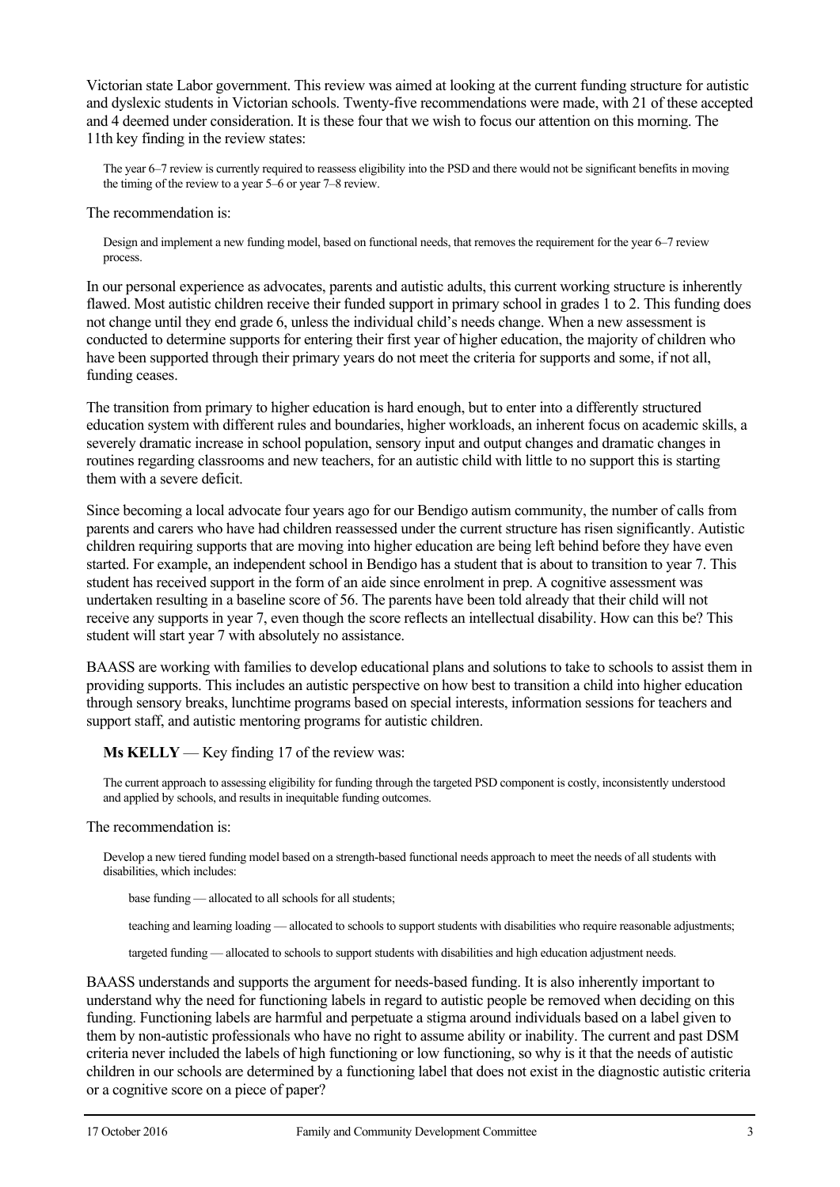Victorian state Labor government. This review was aimed at looking at the current funding structure for autistic and dyslexic students in Victorian schools. Twenty-five recommendations were made, with 21 of these accepted and 4 deemed under consideration. It is these four that we wish to focus our attention on this morning. The 11th key finding in the review states:

> The year 6–7 review is currently required to reassess eligibility into the PSD and there would not be significant benefits in moving the timing of the review to a year 5–6 or year 7–8 review.

The recommendation is:

> Design and implement a new funding model, based on functional needs, that removes the requirement for the year 6–7 review process.

In our personal experience as advocates, parents and autistic adults, this current working structure is inherently flawed. Most autistic children receive their funded support in primary school in grades 1 to 2. This funding does not change until they end grade 6, unless the individual child's needs change. When a new assessment is conducted to determine supports for entering their first year of higher education, the majority of children who have been supported through their primary years do not meet the criteria for supports and some, if not all, funding ceases.

The transition from primary to higher education is hard enough, but to enter into a differently structured education system with different rules and boundaries, higher workloads, an inherent focus on academic skills, a severely dramatic increase in school population, sensory input and output changes and dramatic changes in routines regarding classrooms and new teachers, for an autistic child with little to no support this is starting them with a severe deficit.

Since becoming a local advocate four years ago for our Bendigo autism community, the number of calls from parents and carers who have had children reassessed under the current structure has risen significantly. Autistic children requiring supports that are moving into higher education are being left behind before they have even started. For example, an independent school in Bendigo has a student that is about to transition to year 7. This student has received support in the form of an aide since enrolment in prep. A cognitive assessment was undertaken resulting in a baseline score of 56. The parents have been told already that their child will not receive any supports in year 7, even though the score reflects an intellectual disability. How can this be? This student will start year 7 with absolutely no assistance.

BAASS are working with families to develop educational plans and solutions to take to schools to assist them in providing supports. This includes an autistic perspective on how best to transition a child into higher education through sensory breaks, lunchtime programs based on special interests, information sessions for teachers and support staff, and autistic mentoring programs for autistic children.

**Ms KELLY** — Key finding 17 of the review was:

> The current approach to assessing eligibility for funding through the targeted PSD component is costly, inconsistently understood and applied by schools, and results in inequitable funding outcomes.

The recommendation is:

> Develop a new tiered funding model based on a strength-based functional needs approach to meet the needs of all students with disabilities, which includes:
>
> base funding — allocated to all schools for all students;
>
> teaching and learning loading — allocated to schools to support students with disabilities who require reasonable adjustments;
>
> targeted funding — allocated to schools to support students with disabilities and high education adjustment needs.

BAASS understands and supports the argument for needs-based funding. It is also inherently important to understand why the need for functioning labels in regard to autistic people be removed when deciding on this funding. Functioning labels are harmful and perpetuate a stigma around individuals based on a label given to them by non-autistic professionals who have no right to assume ability or inability. The current and past DSM criteria never included the labels of high functioning or low functioning, so why is it that the needs of autistic children in our schools are determined by a functioning label that does not exist in the diagnostic autistic criteria or a cognitive score on a piece of paper?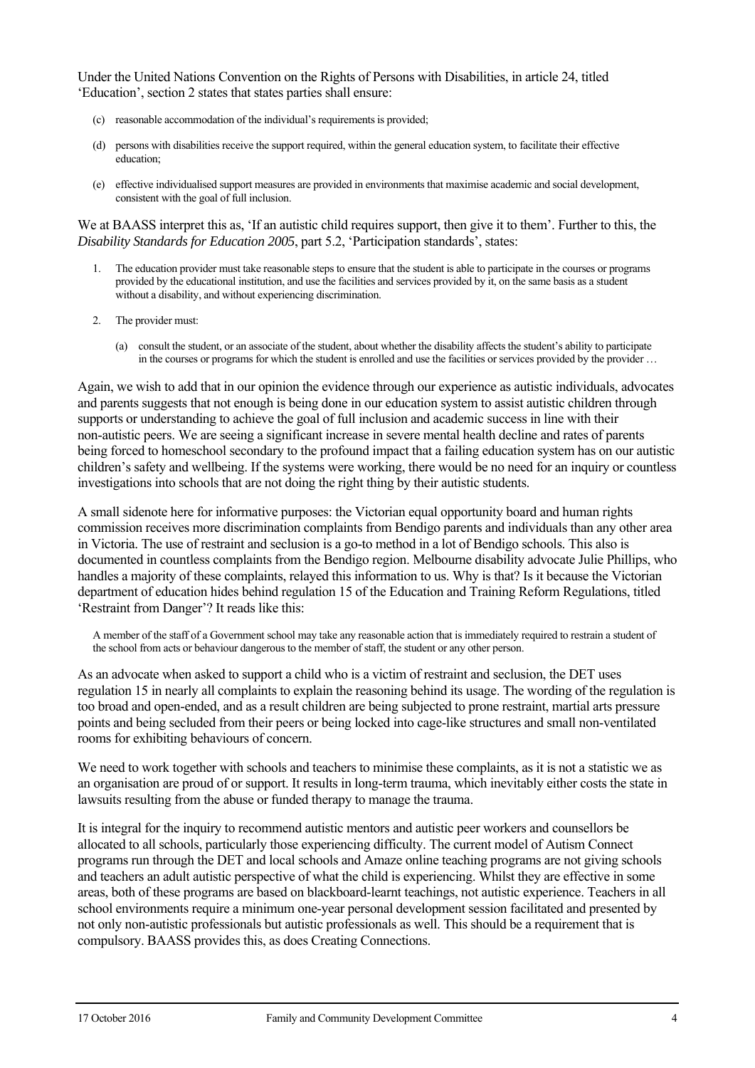Under the United Nations Convention on the Rights of Persons with Disabilities, in article 24, titled 'Education', section 2 states that states parties shall ensure:

> (c) reasonable accommodation of the individual's requirements is provided;
>
> (d) persons with disabilities receive the support required, within the general education system, to facilitate their effective education;
>
> (e) effective individualised support measures are provided in environments that maximise academic and social development, consistent with the goal of full inclusion.

We at BAASS interpret this as, 'If an autistic child requires support, then give it to them'. Further to this, the *Disability Standards for Education 2005*, part 5.2, 'Participation standards', states:

> 1. The education provider must take reasonable steps to ensure that the student is able to participate in the courses or programs provided by the educational institution, and use the facilities and services provided by it, on the same basis as a student without a disability, and without experiencing discrimination.
>
> 2. The provider must:
>
>    (a) consult the student, or an associate of the student, about whether the disability affects the student's ability to participate in the courses or programs for which the student is enrolled and use the facilities or services provided by the provider …

Again, we wish to add that in our opinion the evidence through our experience as autistic individuals, advocates and parents suggests that not enough is being done in our education system to assist autistic children through supports or understanding to achieve the goal of full inclusion and academic success in line with their non-autistic peers. We are seeing a significant increase in severe mental health decline and rates of parents being forced to homeschool secondary to the profound impact that a failing education system has on our autistic children's safety and wellbeing. If the systems were working, there would be no need for an inquiry or countless investigations into schools that are not doing the right thing by their autistic students.

A small sidenote here for informative purposes: the Victorian equal opportunity board and human rights commission receives more discrimination complaints from Bendigo parents and individuals than any other area in Victoria. The use of restraint and seclusion is a go-to method in a lot of Bendigo schools. This also is documented in countless complaints from the Bendigo region. Melbourne disability advocate Julie Phillips, who handles a majority of these complaints, relayed this information to us. Why is that? Is it because the Victorian department of education hides behind regulation 15 of the Education and Training Reform Regulations, titled 'Restraint from Danger'? It reads like this:

> A member of the staff of a Government school may take any reasonable action that is immediately required to restrain a student of the school from acts or behaviour dangerous to the member of staff, the student or any other person.

As an advocate when asked to support a child who is a victim of restraint and seclusion, the DET uses regulation 15 in nearly all complaints to explain the reasoning behind its usage. The wording of the regulation is too broad and open-ended, and as a result children are being subjected to prone restraint, martial arts pressure points and being secluded from their peers or being locked into cage-like structures and small non-ventilated rooms for exhibiting behaviours of concern.

We need to work together with schools and teachers to minimise these complaints, as it is not a statistic we as an organisation are proud of or support. It results in long-term trauma, which inevitably either costs the state in lawsuits resulting from the abuse or funded therapy to manage the trauma.

It is integral for the inquiry to recommend autistic mentors and autistic peer workers and counsellors be allocated to all schools, particularly those experiencing difficulty. The current model of Autism Connect programs run through the DET and local schools and Amaze online teaching programs are not giving schools and teachers an adult autistic perspective of what the child is experiencing. Whilst they are effective in some areas, both of these programs are based on blackboard-learnt teachings, not autistic experience. Teachers in all school environments require a minimum one-year personal development session facilitated and presented by not only non-autistic professionals but autistic professionals as well. This should be a requirement that is compulsory. BAASS provides this, as does Creating Connections.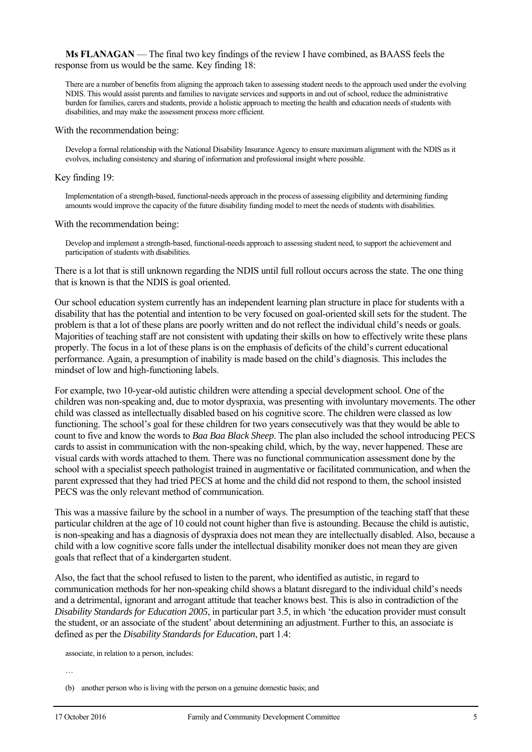**Ms FLANAGAN** — The final two key findings of the review I have combined, as BAASS feels the response from us would be the same. Key finding 18:

> There are a number of benefits from aligning the approach taken to assessing student needs to the approach used under the evolving NDIS. This would assist parents and families to navigate services and supports in and out of school, reduce the administrative burden for families, carers and students, provide a holistic approach to meeting the health and education needs of students with disabilities, and may make the assessment process more efficient.

With the recommendation being:

> Develop a formal relationship with the National Disability Insurance Agency to ensure maximum alignment with the NDIS as it evolves, including consistency and sharing of information and professional insight where possible.

Key finding 19:

> Implementation of a strength-based, functional-needs approach in the process of assessing eligibility and determining funding amounts would improve the capacity of the future disability funding model to meet the needs of students with disabilities.

With the recommendation being:

> Develop and implement a strength-based, functional-needs approach to assessing student need, to support the achievement and participation of students with disabilities.

There is a lot that is still unknown regarding the NDIS until full rollout occurs across the state. The one thing that is known is that the NDIS is goal oriented.

Our school education system currently has an independent learning plan structure in place for students with a disability that has the potential and intention to be very focused on goal-oriented skill sets for the student. The problem is that a lot of these plans are poorly written and do not reflect the individual child's needs or goals. Majorities of teaching staff are not consistent with updating their skills on how to effectively write these plans properly. The focus in a lot of these plans is on the emphasis of deficits of the child's current educational performance. Again, a presumption of inability is made based on the child's diagnosis. This includes the mindset of low and high-functioning labels.

For example, two 10-year-old autistic children were attending a special development school. One of the children was non-speaking and, due to motor dyspraxia, was presenting with involuntary movements. The other child was classed as intellectually disabled based on his cognitive score. The children were classed as low functioning. The school's goal for these children for two years consecutively was that they would be able to count to five and know the words to *Baa Baa Black Sheep*. The plan also included the school introducing PECS cards to assist in communication with the non-speaking child, which, by the way, never happened. These are visual cards with words attached to them. There was no functional communication assessment done by the school with a specialist speech pathologist trained in augmentative or facilitated communication, and when the parent expressed that they had tried PECS at home and the child did not respond to them, the school insisted PECS was the only relevant method of communication.

This was a massive failure by the school in a number of ways. The presumption of the teaching staff that these particular children at the age of 10 could not count higher than five is astounding. Because the child is autistic, is non-speaking and has a diagnosis of dyspraxia does not mean they are intellectually disabled. Also, because a child with a low cognitive score falls under the intellectual disability moniker does not mean they are given goals that reflect that of a kindergarten student.

Also, the fact that the school refused to listen to the parent, who identified as autistic, in regard to communication methods for her non-speaking child shows a blatant disregard to the individual child's needs and a detrimental, ignorant and arrogant attitude that teacher knows best. This is also in contradiction of the *Disability Standards for Education 2005*, in particular part 3.5, in which 'the education provider must consult the student, or an associate of the student' about determining an adjustment. Further to this, an associate is defined as per the *Disability Standards for Education*, part 1.4:

> associate, in relation to a person, includes:
>
> …
>
> (b) another person who is living with the person on a genuine domestic basis; and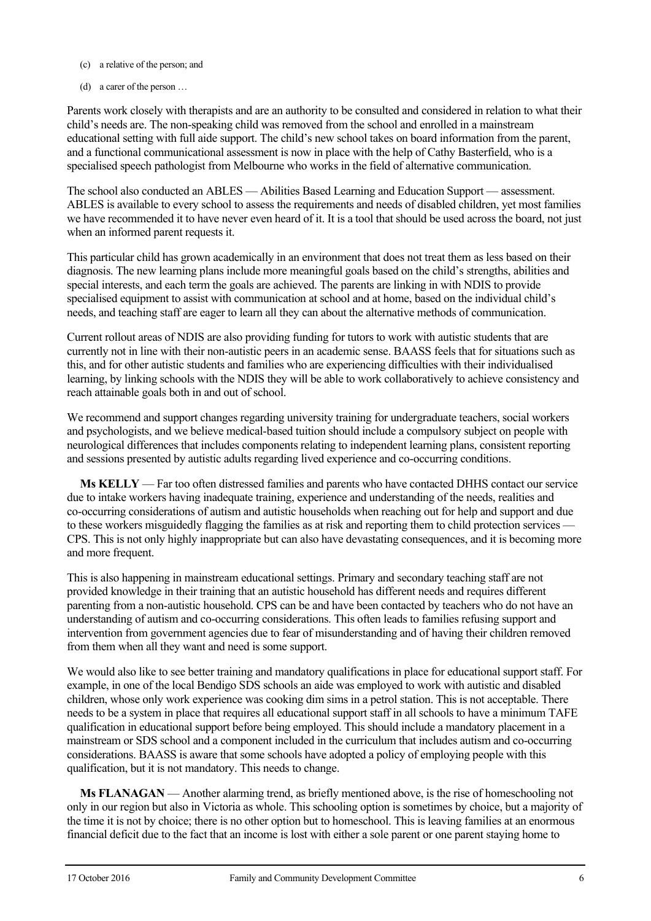(c) a relative of the person; and

(d) a carer of the person …

Parents work closely with therapists and are an authority to be consulted and considered in relation to what their child's needs are. The non-speaking child was removed from the school and enrolled in a mainstream educational setting with full aide support. The child's new school takes on board information from the parent, and a functional communicational assessment is now in place with the help of Cathy Basterfield, who is a specialised speech pathologist from Melbourne who works in the field of alternative communication.

The school also conducted an ABLES — Abilities Based Learning and Education Support — assessment. ABLES is available to every school to assess the requirements and needs of disabled children, yet most families we have recommended it to have never even heard of it. It is a tool that should be used across the board, not just when an informed parent requests it.

This particular child has grown academically in an environment that does not treat them as less based on their diagnosis. The new learning plans include more meaningful goals based on the child's strengths, abilities and special interests, and each term the goals are achieved. The parents are linking in with NDIS to provide specialised equipment to assist with communication at school and at home, based on the individual child's needs, and teaching staff are eager to learn all they can about the alternative methods of communication.

Current rollout areas of NDIS are also providing funding for tutors to work with autistic students that are currently not in line with their non-autistic peers in an academic sense. BAASS feels that for situations such as this, and for other autistic students and families who are experiencing difficulties with their individualised learning, by linking schools with the NDIS they will be able to work collaboratively to achieve consistency and reach attainable goals both in and out of school.

We recommend and support changes regarding university training for undergraduate teachers, social workers and psychologists, and we believe medical-based tuition should include a compulsory subject on people with neurological differences that includes components relating to independent learning plans, consistent reporting and sessions presented by autistic adults regarding lived experience and co-occurring conditions.

**Ms KELLY** — Far too often distressed families and parents who have contacted DHHS contact our service due to intake workers having inadequate training, experience and understanding of the needs, realities and co-occurring considerations of autism and autistic households when reaching out for help and support and due to these workers misguidedly flagging the families as at risk and reporting them to child protection services — CPS. This is not only highly inappropriate but can also have devastating consequences, and it is becoming more and more frequent.

This is also happening in mainstream educational settings. Primary and secondary teaching staff are not provided knowledge in their training that an autistic household has different needs and requires different parenting from a non-autistic household. CPS can be and have been contacted by teachers who do not have an understanding of autism and co-occurring considerations. This often leads to families refusing support and intervention from government agencies due to fear of misunderstanding and of having their children removed from them when all they want and need is some support.

We would also like to see better training and mandatory qualifications in place for educational support staff. For example, in one of the local Bendigo SDS schools an aide was employed to work with autistic and disabled children, whose only work experience was cooking dim sims in a petrol station. This is not acceptable. There needs to be a system in place that requires all educational support staff in all schools to have a minimum TAFE qualification in educational support before being employed. This should include a mandatory placement in a mainstream or SDS school and a component included in the curriculum that includes autism and co-occurring considerations. BAASS is aware that some schools have adopted a policy of employing people with this qualification, but it is not mandatory. This needs to change.

**Ms FLANAGAN** — Another alarming trend, as briefly mentioned above, is the rise of homeschooling not only in our region but also in Victoria as whole. This schooling option is sometimes by choice, but a majority of the time it is not by choice; there is no other option but to homeschool. This is leaving families at an enormous financial deficit due to the fact that an income is lost with either a sole parent or one parent staying home to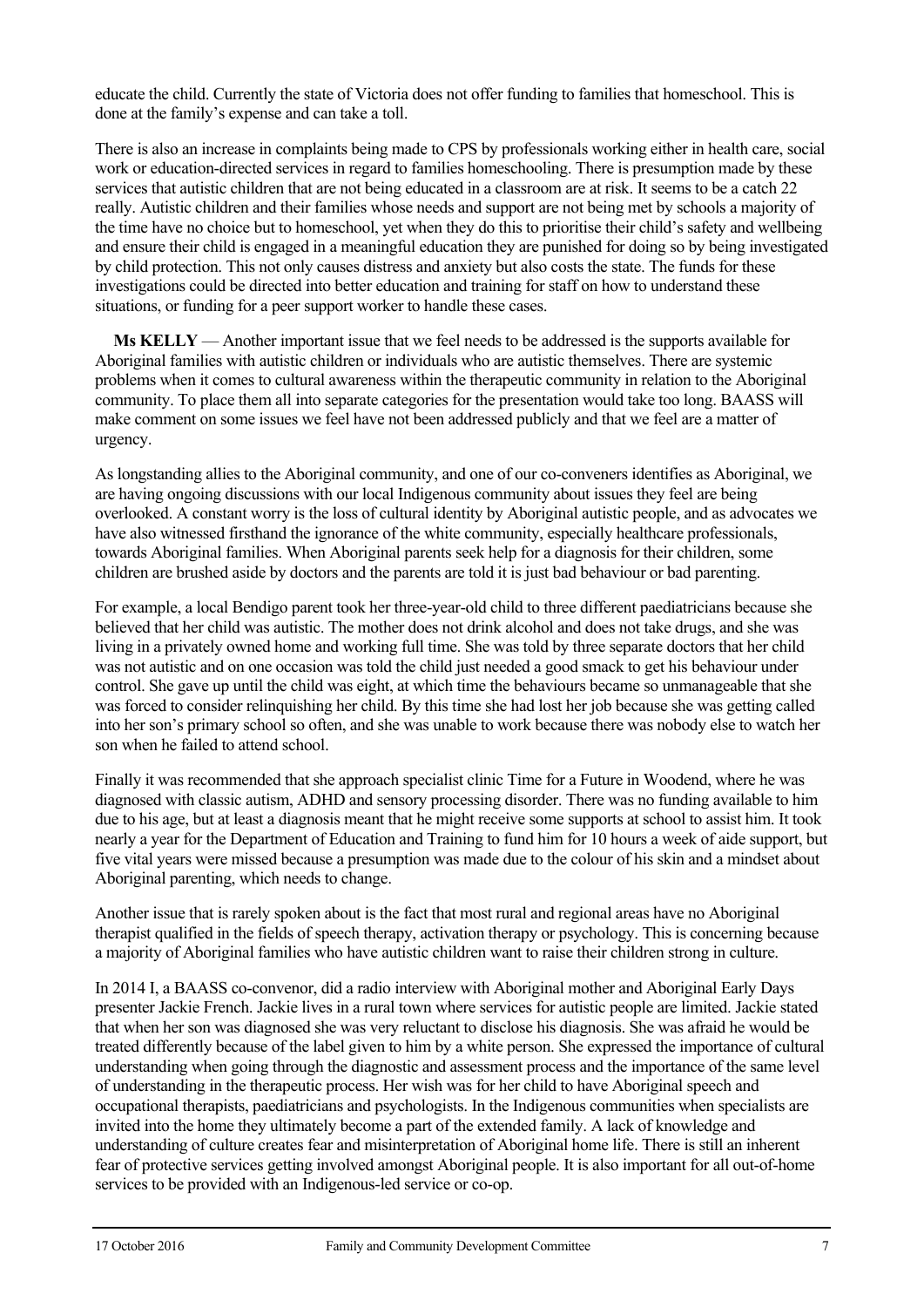educate the child. Currently the state of Victoria does not offer funding to families that homeschool. This is done at the family's expense and can take a toll.

There is also an increase in complaints being made to CPS by professionals working either in health care, social work or education-directed services in regard to families homeschooling. There is presumption made by these services that autistic children that are not being educated in a classroom are at risk. It seems to be a catch 22 really. Autistic children and their families whose needs and support are not being met by schools a majority of the time have no choice but to homeschool, yet when they do this to prioritise their child's safety and wellbeing and ensure their child is engaged in a meaningful education they are punished for doing so by being investigated by child protection. This not only causes distress and anxiety but also costs the state. The funds for these investigations could be directed into better education and training for staff on how to understand these situations, or funding for a peer support worker to handle these cases.

**Ms KELLY** — Another important issue that we feel needs to be addressed is the supports available for Aboriginal families with autistic children or individuals who are autistic themselves. There are systemic problems when it comes to cultural awareness within the therapeutic community in relation to the Aboriginal community. To place them all into separate categories for the presentation would take too long. BAASS will make comment on some issues we feel have not been addressed publicly and that we feel are a matter of urgency.

As longstanding allies to the Aboriginal community, and one of our co-conveners identifies as Aboriginal, we are having ongoing discussions with our local Indigenous community about issues they feel are being overlooked. A constant worry is the loss of cultural identity by Aboriginal autistic people, and as advocates we have also witnessed firsthand the ignorance of the white community, especially healthcare professionals, towards Aboriginal families. When Aboriginal parents seek help for a diagnosis for their children, some children are brushed aside by doctors and the parents are told it is just bad behaviour or bad parenting.

For example, a local Bendigo parent took her three-year-old child to three different paediatricians because she believed that her child was autistic. The mother does not drink alcohol and does not take drugs, and she was living in a privately owned home and working full time. She was told by three separate doctors that her child was not autistic and on one occasion was told the child just needed a good smack to get his behaviour under control. She gave up until the child was eight, at which time the behaviours became so unmanageable that she was forced to consider relinquishing her child. By this time she had lost her job because she was getting called into her son's primary school so often, and she was unable to work because there was nobody else to watch her son when he failed to attend school.

Finally it was recommended that she approach specialist clinic Time for a Future in Woodend, where he was diagnosed with classic autism, ADHD and sensory processing disorder. There was no funding available to him due to his age, but at least a diagnosis meant that he might receive some supports at school to assist him. It took nearly a year for the Department of Education and Training to fund him for 10 hours a week of aide support, but five vital years were missed because a presumption was made due to the colour of his skin and a mindset about Aboriginal parenting, which needs to change.

Another issue that is rarely spoken about is the fact that most rural and regional areas have no Aboriginal therapist qualified in the fields of speech therapy, activation therapy or psychology. This is concerning because a majority of Aboriginal families who have autistic children want to raise their children strong in culture.

In 2014 I, a BAASS co-convenor, did a radio interview with Aboriginal mother and Aboriginal Early Days presenter Jackie French. Jackie lives in a rural town where services for autistic people are limited. Jackie stated that when her son was diagnosed she was very reluctant to disclose his diagnosis. She was afraid he would be treated differently because of the label given to him by a white person. She expressed the importance of cultural understanding when going through the diagnostic and assessment process and the importance of the same level of understanding in the therapeutic process. Her wish was for her child to have Aboriginal speech and occupational therapists, paediatricians and psychologists. In the Indigenous communities when specialists are invited into the home they ultimately become a part of the extended family. A lack of knowledge and understanding of culture creates fear and misinterpretation of Aboriginal home life. There is still an inherent fear of protective services getting involved amongst Aboriginal people. It is also important for all out-of-home services to be provided with an Indigenous-led service or co-op.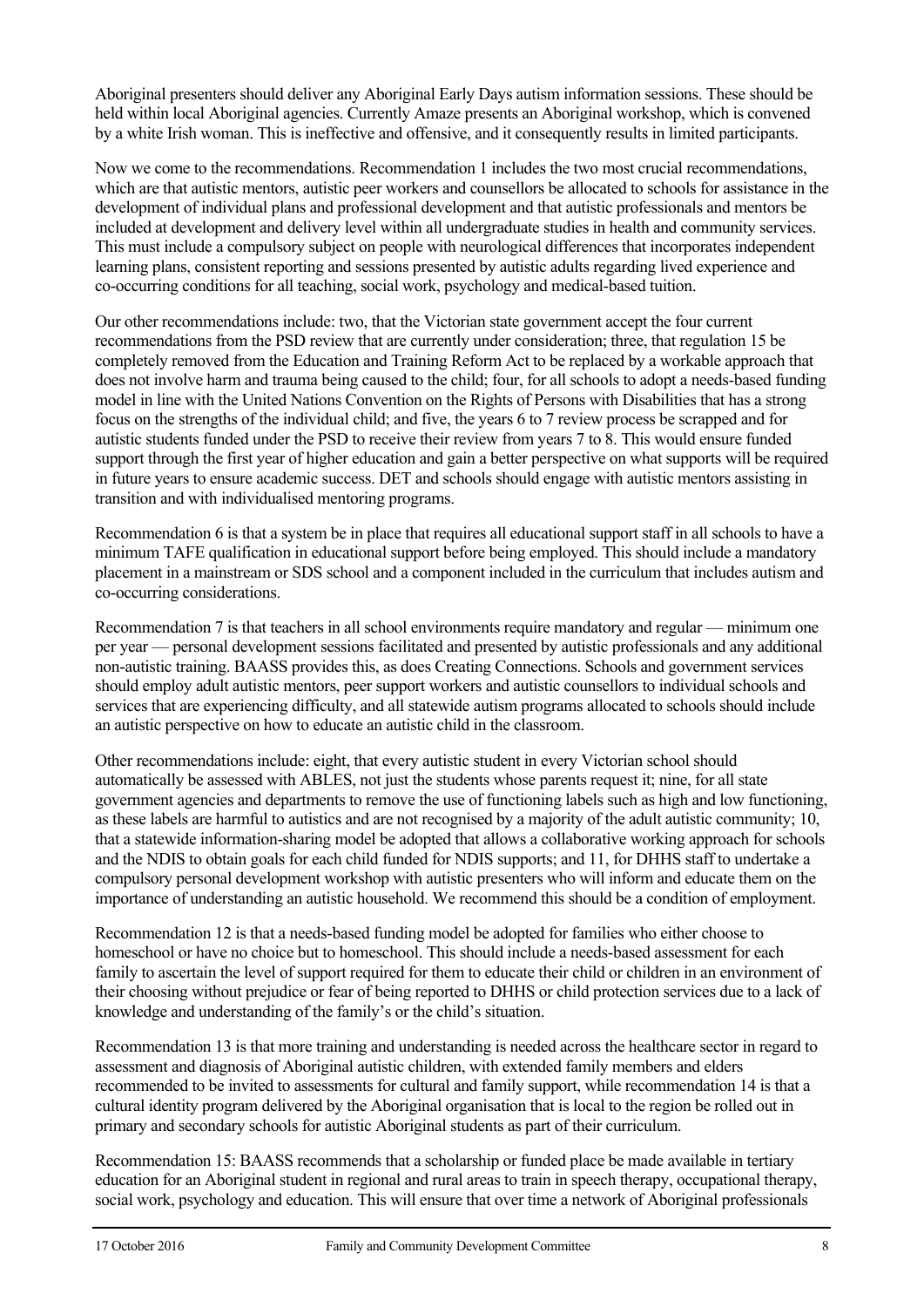Aboriginal presenters should deliver any Aboriginal Early Days autism information sessions. These should be held within local Aboriginal agencies. Currently Amaze presents an Aboriginal workshop, which is convened by a white Irish woman. This is ineffective and offensive, and it consequently results in limited participants.

Now we come to the recommendations. Recommendation 1 includes the two most crucial recommendations, which are that autistic mentors, autistic peer workers and counsellors be allocated to schools for assistance in the development of individual plans and professional development and that autistic professionals and mentors be included at development and delivery level within all undergraduate studies in health and community services. This must include a compulsory subject on people with neurological differences that incorporates independent learning plans, consistent reporting and sessions presented by autistic adults regarding lived experience and co-occurring conditions for all teaching, social work, psychology and medical-based tuition.

Our other recommendations include: two, that the Victorian state government accept the four current recommendations from the PSD review that are currently under consideration; three, that regulation 15 be completely removed from the Education and Training Reform Act to be replaced by a workable approach that does not involve harm and trauma being caused to the child; four, for all schools to adopt a needs-based funding model in line with the United Nations Convention on the Rights of Persons with Disabilities that has a strong focus on the strengths of the individual child; and five, the years 6 to 7 review process be scrapped and for autistic students funded under the PSD to receive their review from years 7 to 8. This would ensure funded support through the first year of higher education and gain a better perspective on what supports will be required in future years to ensure academic success. DET and schools should engage with autistic mentors assisting in transition and with individualised mentoring programs.

Recommendation 6 is that a system be in place that requires all educational support staff in all schools to have a minimum TAFE qualification in educational support before being employed. This should include a mandatory placement in a mainstream or SDS school and a component included in the curriculum that includes autism and co-occurring considerations.

Recommendation 7 is that teachers in all school environments require mandatory and regular — minimum one per year — personal development sessions facilitated and presented by autistic professionals and any additional non-autistic training. BAASS provides this, as does Creating Connections. Schools and government services should employ adult autistic mentors, peer support workers and autistic counsellors to individual schools and services that are experiencing difficulty, and all statewide autism programs allocated to schools should include an autistic perspective on how to educate an autistic child in the classroom.

Other recommendations include: eight, that every autistic student in every Victorian school should automatically be assessed with ABLES, not just the students whose parents request it; nine, for all state government agencies and departments to remove the use of functioning labels such as high and low functioning, as these labels are harmful to autistics and are not recognised by a majority of the adult autistic community; 10, that a statewide information-sharing model be adopted that allows a collaborative working approach for schools and the NDIS to obtain goals for each child funded for NDIS supports; and 11, for DHHS staff to undertake a compulsory personal development workshop with autistic presenters who will inform and educate them on the importance of understanding an autistic household. We recommend this should be a condition of employment.

Recommendation 12 is that a needs-based funding model be adopted for families who either choose to homeschool or have no choice but to homeschool. This should include a needs-based assessment for each family to ascertain the level of support required for them to educate their child or children in an environment of their choosing without prejudice or fear of being reported to DHHS or child protection services due to a lack of knowledge and understanding of the family's or the child's situation.

Recommendation 13 is that more training and understanding is needed across the healthcare sector in regard to assessment and diagnosis of Aboriginal autistic children, with extended family members and elders recommended to be invited to assessments for cultural and family support, while recommendation 14 is that a cultural identity program delivered by the Aboriginal organisation that is local to the region be rolled out in primary and secondary schools for autistic Aboriginal students as part of their curriculum.

Recommendation 15: BAASS recommends that a scholarship or funded place be made available in tertiary education for an Aboriginal student in regional and rural areas to train in speech therapy, occupational therapy, social work, psychology and education. This will ensure that over time a network of Aboriginal professionals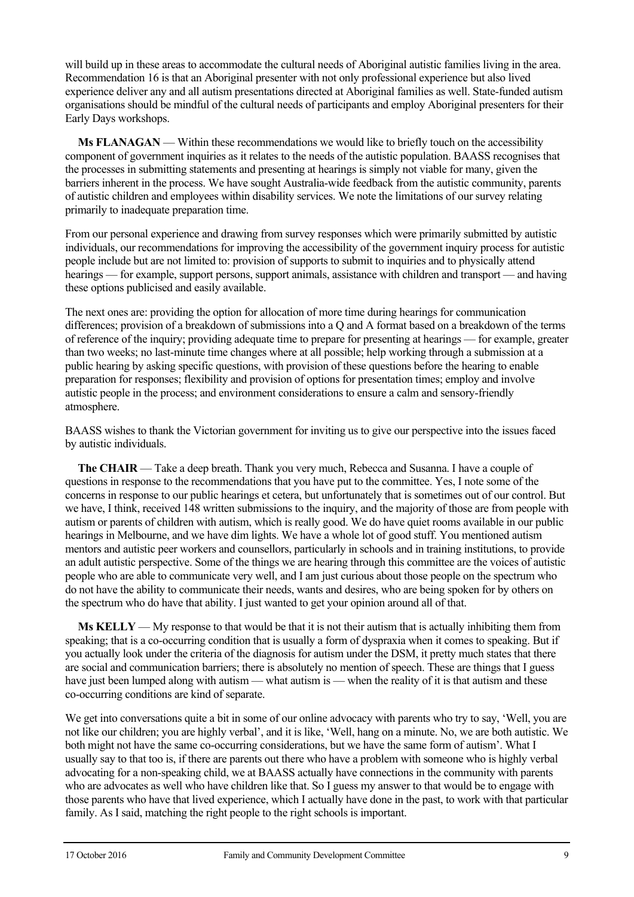will build up in these areas to accommodate the cultural needs of Aboriginal autistic families living in the area. Recommendation 16 is that an Aboriginal presenter with not only professional experience but also lived experience deliver any and all autism presentations directed at Aboriginal families as well. State-funded autism organisations should be mindful of the cultural needs of participants and employ Aboriginal presenters for their Early Days workshops.

**Ms FLANAGAN** — Within these recommendations we would like to briefly touch on the accessibility component of government inquiries as it relates to the needs of the autistic population. BAASS recognises that the processes in submitting statements and presenting at hearings is simply not viable for many, given the barriers inherent in the process. We have sought Australia-wide feedback from the autistic community, parents of autistic children and employees within disability services. We note the limitations of our survey relating primarily to inadequate preparation time.

From our personal experience and drawing from survey responses which were primarily submitted by autistic individuals, our recommendations for improving the accessibility of the government inquiry process for autistic people include but are not limited to: provision of supports to submit to inquiries and to physically attend hearings — for example, support persons, support animals, assistance with children and transport — and having these options publicised and easily available.

The next ones are: providing the option for allocation of more time during hearings for communication differences; provision of a breakdown of submissions into a Q and A format based on a breakdown of the terms of reference of the inquiry; providing adequate time to prepare for presenting at hearings — for example, greater than two weeks; no last-minute time changes where at all possible; help working through a submission at a public hearing by asking specific questions, with provision of these questions before the hearing to enable preparation for responses; flexibility and provision of options for presentation times; employ and involve autistic people in the process; and environment considerations to ensure a calm and sensory-friendly atmosphere.

BAASS wishes to thank the Victorian government for inviting us to give our perspective into the issues faced by autistic individuals.

**The CHAIR** — Take a deep breath. Thank you very much, Rebecca and Susanna. I have a couple of questions in response to the recommendations that you have put to the committee. Yes, I note some of the concerns in response to our public hearings et cetera, but unfortunately that is sometimes out of our control. But we have, I think, received 148 written submissions to the inquiry, and the majority of those are from people with autism or parents of children with autism, which is really good. We do have quiet rooms available in our public hearings in Melbourne, and we have dim lights. We have a whole lot of good stuff. You mentioned autism mentors and autistic peer workers and counsellors, particularly in schools and in training institutions, to provide an adult autistic perspective. Some of the things we are hearing through this committee are the voices of autistic people who are able to communicate very well, and I am just curious about those people on the spectrum who do not have the ability to communicate their needs, wants and desires, who are being spoken for by others on the spectrum who do have that ability. I just wanted to get your opinion around all of that.

**Ms KELLY** — My response to that would be that it is not their autism that is actually inhibiting them from speaking; that is a co-occurring condition that is usually a form of dyspraxia when it comes to speaking. But if you actually look under the criteria of the diagnosis for autism under the DSM, it pretty much states that there are social and communication barriers; there is absolutely no mention of speech. These are things that I guess have just been lumped along with autism — what autism is — when the reality of it is that autism and these co-occurring conditions are kind of separate.

We get into conversations quite a bit in some of our online advocacy with parents who try to say, 'Well, you are not like our children; you are highly verbal', and it is like, 'Well, hang on a minute. No, we are both autistic. We both might not have the same co-occurring considerations, but we have the same form of autism'. What I usually say to that too is, if there are parents out there who have a problem with someone who is highly verbal advocating for a non-speaking child, we at BAASS actually have connections in the community with parents who are advocates as well who have children like that. So I guess my answer to that would be to engage with those parents who have that lived experience, which I actually have done in the past, to work with that particular family. As I said, matching the right people to the right schools is important.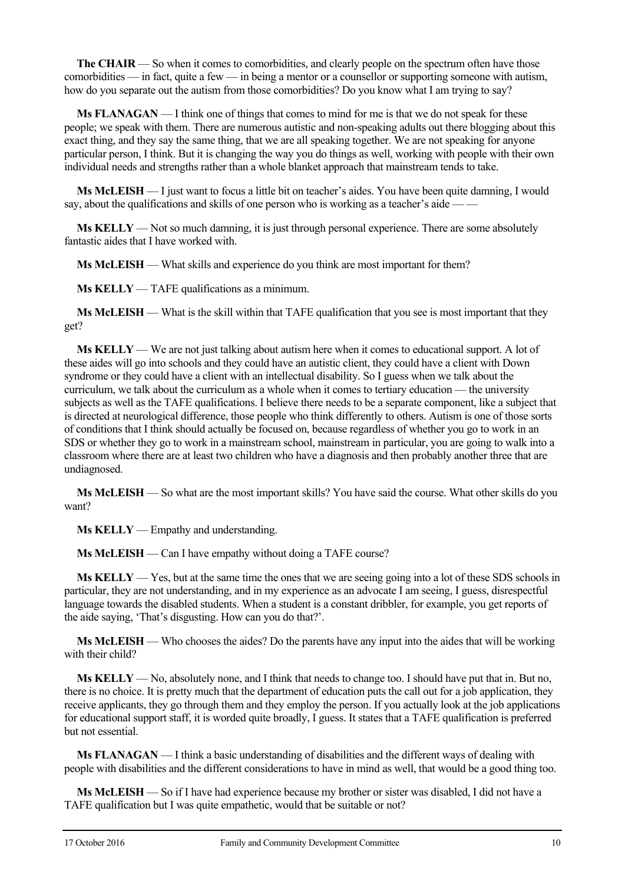**The CHAIR** — So when it comes to comorbidities, and clearly people on the spectrum often have those comorbidities — in fact, quite a few — in being a mentor or a counsellor or supporting someone with autism, how do you separate out the autism from those comorbidities? Do you know what I am trying to say?

**Ms FLANAGAN** — I think one of things that comes to mind for me is that we do not speak for these people; we speak with them. There are numerous autistic and non-speaking adults out there blogging about this exact thing, and they say the same thing, that we are all speaking together. We are not speaking for anyone particular person, I think. But it is changing the way you do things as well, working with people with their own individual needs and strengths rather than a whole blanket approach that mainstream tends to take.

**Ms McLEISH** — I just want to focus a little bit on teacher's aides. You have been quite damning, I would say, about the qualifications and skills of one person who is working as a teacher's aide — —

**Ms KELLY** — Not so much damning, it is just through personal experience. There are some absolutely fantastic aides that I have worked with.

**Ms McLEISH** — What skills and experience do you think are most important for them?

**Ms KELLY** — TAFE qualifications as a minimum.

**Ms McLEISH** — What is the skill within that TAFE qualification that you see is most important that they get?

**Ms KELLY** — We are not just talking about autism here when it comes to educational support. A lot of these aides will go into schools and they could have an autistic client, they could have a client with Down syndrome or they could have a client with an intellectual disability. So I guess when we talk about the curriculum, we talk about the curriculum as a whole when it comes to tertiary education — the university subjects as well as the TAFE qualifications. I believe there needs to be a separate component, like a subject that is directed at neurological difference, those people who think differently to others. Autism is one of those sorts of conditions that I think should actually be focused on, because regardless of whether you go to work in an SDS or whether they go to work in a mainstream school, mainstream in particular, you are going to walk into a classroom where there are at least two children who have a diagnosis and then probably another three that are undiagnosed.

**Ms McLEISH** — So what are the most important skills? You have said the course. What other skills do you want?

**Ms KELLY** — Empathy and understanding.

**Ms McLEISH** — Can I have empathy without doing a TAFE course?

**Ms KELLY** — Yes, but at the same time the ones that we are seeing going into a lot of these SDS schools in particular, they are not understanding, and in my experience as an advocate I am seeing, I guess, disrespectful language towards the disabled students. When a student is a constant dribbler, for example, you get reports of the aide saying, 'That's disgusting. How can you do that?'.

**Ms McLEISH** — Who chooses the aides? Do the parents have any input into the aides that will be working with their child?

**Ms KELLY** — No, absolutely none, and I think that needs to change too. I should have put that in. But no, there is no choice. It is pretty much that the department of education puts the call out for a job application, they receive applicants, they go through them and they employ the person. If you actually look at the job applications for educational support staff, it is worded quite broadly, I guess. It states that a TAFE qualification is preferred but not essential.

**Ms FLANAGAN** — I think a basic understanding of disabilities and the different ways of dealing with people with disabilities and the different considerations to have in mind as well, that would be a good thing too.

**Ms McLEISH** — So if I have had experience because my brother or sister was disabled, I did not have a TAFE qualification but I was quite empathetic, would that be suitable or not?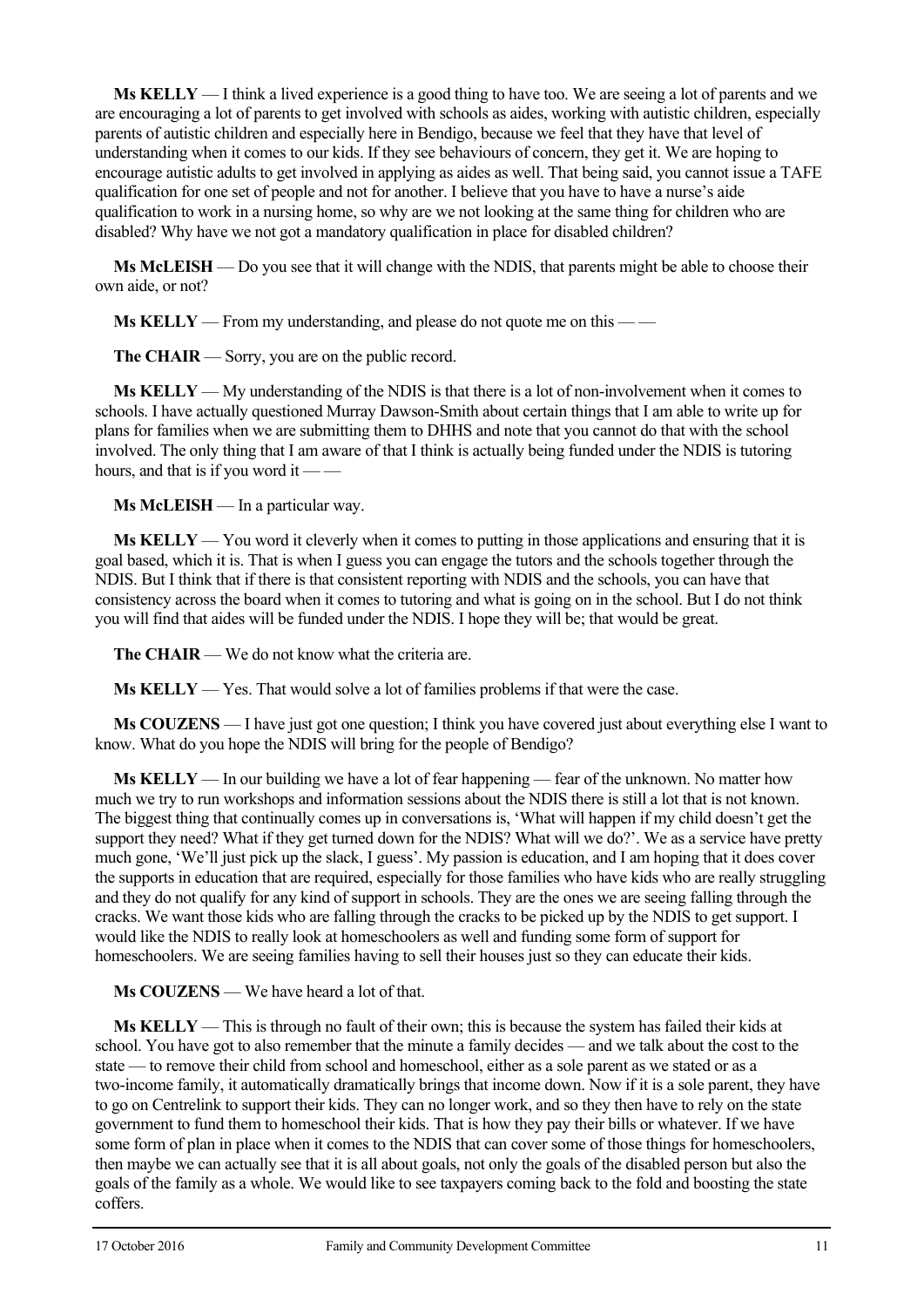**Ms KELLY** — I think a lived experience is a good thing to have too. We are seeing a lot of parents and we are encouraging a lot of parents to get involved with schools as aides, working with autistic children, especially parents of autistic children and especially here in Bendigo, because we feel that they have that level of understanding when it comes to our kids. If they see behaviours of concern, they get it. We are hoping to encourage autistic adults to get involved in applying as aides as well. That being said, you cannot issue a TAFE qualification for one set of people and not for another. I believe that you have to have a nurse's aide qualification to work in a nursing home, so why are we not looking at the same thing for children who are disabled? Why have we not got a mandatory qualification in place for disabled children?

**Ms McLEISH** — Do you see that it will change with the NDIS, that parents might be able to choose their own aide, or not?

**Ms KELLY** — From my understanding, and please do not quote me on this — —

**The CHAIR** — Sorry, you are on the public record.

**Ms KELLY** — My understanding of the NDIS is that there is a lot of non-involvement when it comes to schools. I have actually questioned Murray Dawson-Smith about certain things that I am able to write up for plans for families when we are submitting them to DHHS and note that you cannot do that with the school involved. The only thing that I am aware of that I think is actually being funded under the NDIS is tutoring hours, and that is if you word it — —

**Ms McLEISH** — In a particular way.

**Ms KELLY** — You word it cleverly when it comes to putting in those applications and ensuring that it is goal based, which it is. That is when I guess you can engage the tutors and the schools together through the NDIS. But I think that if there is that consistent reporting with NDIS and the schools, you can have that consistency across the board when it comes to tutoring and what is going on in the school. But I do not think you will find that aides will be funded under the NDIS. I hope they will be; that would be great.

**The CHAIR** — We do not know what the criteria are.

**Ms KELLY** — Yes. That would solve a lot of families problems if that were the case.

**Ms COUZENS** — I have just got one question; I think you have covered just about everything else I want to know. What do you hope the NDIS will bring for the people of Bendigo?

**Ms KELLY** — In our building we have a lot of fear happening — fear of the unknown. No matter how much we try to run workshops and information sessions about the NDIS there is still a lot that is not known. The biggest thing that continually comes up in conversations is, 'What will happen if my child doesn't get the support they need? What if they get turned down for the NDIS? What will we do?'. We as a service have pretty much gone, 'We'll just pick up the slack, I guess'. My passion is education, and I am hoping that it does cover the supports in education that are required, especially for those families who have kids who are really struggling and they do not qualify for any kind of support in schools. They are the ones we are seeing falling through the cracks. We want those kids who are falling through the cracks to be picked up by the NDIS to get support. I would like the NDIS to really look at homeschoolers as well and funding some form of support for homeschoolers. We are seeing families having to sell their houses just so they can educate their kids.

**Ms COUZENS** — We have heard a lot of that.

**Ms KELLY** — This is through no fault of their own; this is because the system has failed their kids at school. You have got to also remember that the minute a family decides — and we talk about the cost to the state — to remove their child from school and homeschool, either as a sole parent as we stated or as a two-income family, it automatically dramatically brings that income down. Now if it is a sole parent, they have to go on Centrelink to support their kids. They can no longer work, and so they then have to rely on the state government to fund them to homeschool their kids. That is how they pay their bills or whatever. If we have some form of plan in place when it comes to the NDIS that can cover some of those things for homeschoolers, then maybe we can actually see that it is all about goals, not only the goals of the disabled person but also the goals of the family as a whole. We would like to see taxpayers coming back to the fold and boosting the state coffers.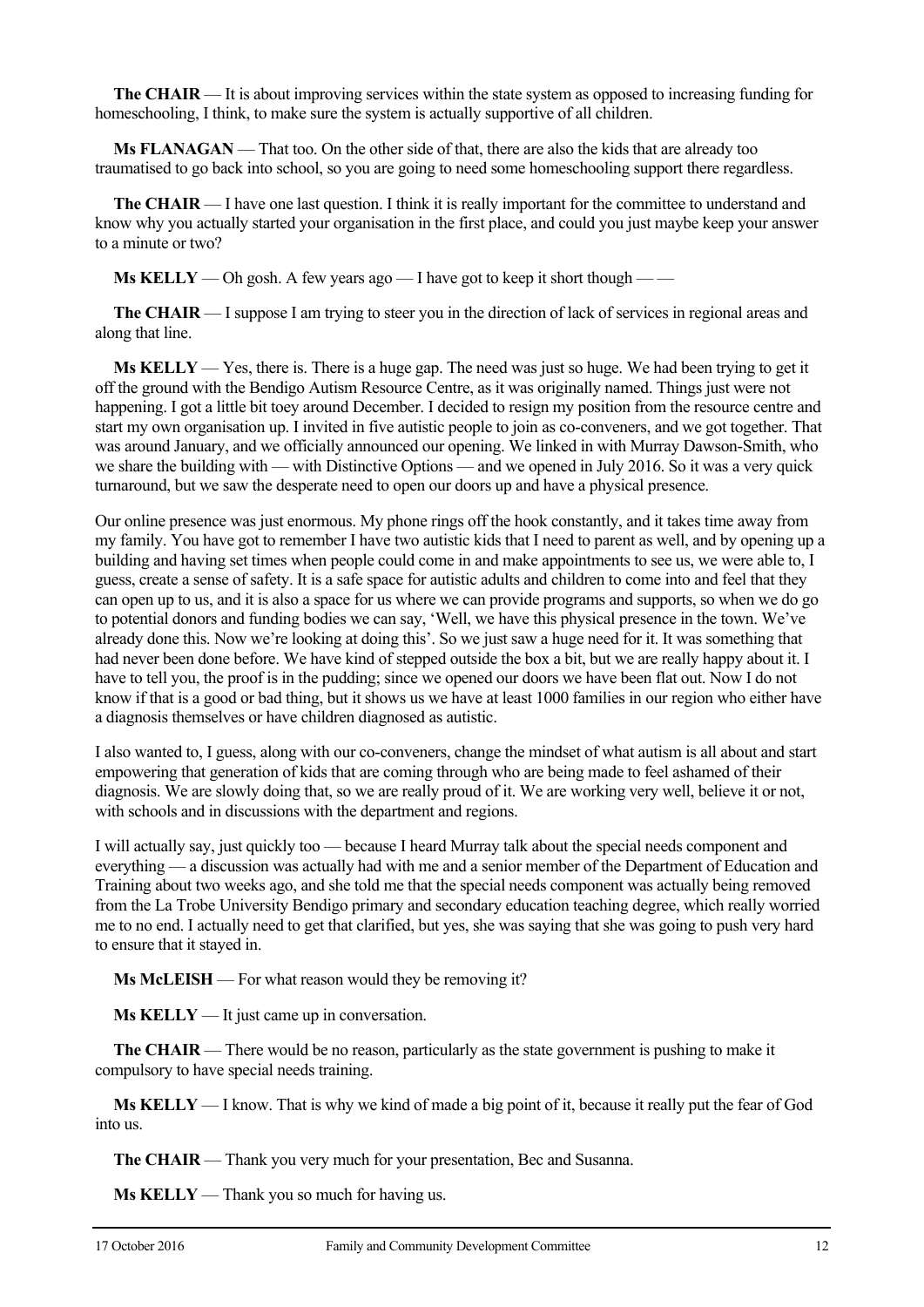**The CHAIR** — It is about improving services within the state system as opposed to increasing funding for homeschooling, I think, to make sure the system is actually supportive of all children.

**Ms FLANAGAN** — That too. On the other side of that, there are also the kids that are already too traumatised to go back into school, so you are going to need some homeschooling support there regardless.

**The CHAIR** — I have one last question. I think it is really important for the committee to understand and know why you actually started your organisation in the first place, and could you just maybe keep your answer to a minute or two?

**Ms KELLY** — Oh gosh. A few years ago — I have got to keep it short though — —

**The CHAIR** — I suppose I am trying to steer you in the direction of lack of services in regional areas and along that line.

**Ms KELLY** — Yes, there is. There is a huge gap. The need was just so huge. We had been trying to get it off the ground with the Bendigo Autism Resource Centre, as it was originally named. Things just were not happening. I got a little bit toey around December. I decided to resign my position from the resource centre and start my own organisation up. I invited in five autistic people to join as co-conveners, and we got together. That was around January, and we officially announced our opening. We linked in with Murray Dawson-Smith, who we share the building with — with Distinctive Options — and we opened in July 2016. So it was a very quick turnaround, but we saw the desperate need to open our doors up and have a physical presence.

Our online presence was just enormous. My phone rings off the hook constantly, and it takes time away from my family. You have got to remember I have two autistic kids that I need to parent as well, and by opening up a building and having set times when people could come in and make appointments to see us, we were able to, I guess, create a sense of safety. It is a safe space for autistic adults and children to come into and feel that they can open up to us, and it is also a space for us where we can provide programs and supports, so when we do go to potential donors and funding bodies we can say, 'Well, we have this physical presence in the town. We've already done this. Now we're looking at doing this'. So we just saw a huge need for it. It was something that had never been done before. We have kind of stepped outside the box a bit, but we are really happy about it. I have to tell you, the proof is in the pudding; since we opened our doors we have been flat out. Now I do not know if that is a good or bad thing, but it shows us we have at least 1000 families in our region who either have a diagnosis themselves or have children diagnosed as autistic.

I also wanted to, I guess, along with our co-conveners, change the mindset of what autism is all about and start empowering that generation of kids that are coming through who are being made to feel ashamed of their diagnosis. We are slowly doing that, so we are really proud of it. We are working very well, believe it or not, with schools and in discussions with the department and regions.

I will actually say, just quickly too — because I heard Murray talk about the special needs component and everything — a discussion was actually had with me and a senior member of the Department of Education and Training about two weeks ago, and she told me that the special needs component was actually being removed from the La Trobe University Bendigo primary and secondary education teaching degree, which really worried me to no end. I actually need to get that clarified, but yes, she was saying that she was going to push very hard to ensure that it stayed in.

**Ms McLEISH** — For what reason would they be removing it?

**Ms KELLY** — It just came up in conversation.

**The CHAIR** — There would be no reason, particularly as the state government is pushing to make it compulsory to have special needs training.

**Ms KELLY** — I know. That is why we kind of made a big point of it, because it really put the fear of God into us.

**The CHAIR** — Thank you very much for your presentation, Bec and Susanna.

**Ms KELLY** — Thank you so much for having us.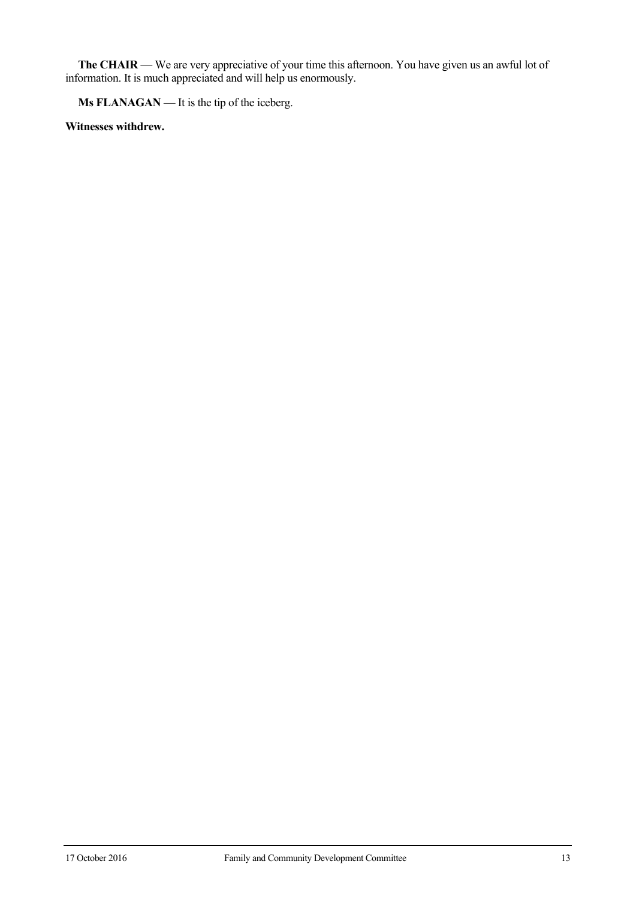**The CHAIR** — We are very appreciative of your time this afternoon. You have given us an awful lot of information. It is much appreciated and will help us enormously.

**Ms FLANAGAN** — It is the tip of the iceberg.

**Witnesses withdrew.**